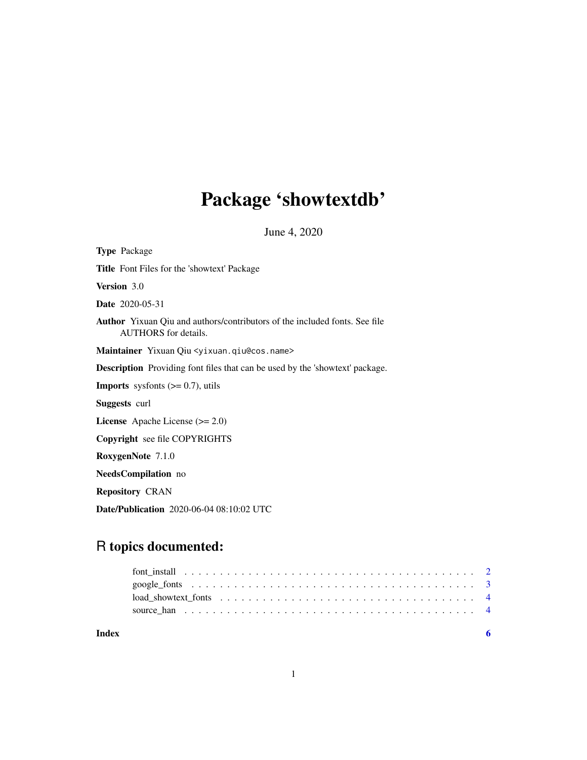# Package 'showtextdb'

June 4, 2020

**Type** Package

**Title** Font Files for the 'showtext' Package

**Version** 3.0

**Date** 2020-05-31

**Author** Yixuan Qiu and authors/contributors of the included fonts. See file AUTHORS for details.

**Maintainer** Yixuan Qiu <yixuan.qiu@cos.name>

**Description** Providing font files that can be used by the 'showtext' package.

**Imports** sysfonts (>= 0.7), utils

**Suggests** curl

**License** Apache License (>= 2.0)

**Copyright** see file COPYRIGHTS

**RoxygenNote** 7.1.0

**NeedsCompilation** no

**Repository** CRAN

**Date/Publication** 2020-06-04 08:10:02 UTC

## R topics documented:

- font_install . . . . . . . . . . . . . . . . . . . . . . . . . . . . . . . . . . . . . . . . 2
- google_fonts . . . . . . . . . . . . . . . . . . . . . . . . . . . . . . . . . . . . . . . . 3
- load_showtext_fonts . . . . . . . . . . . . . . . . . . . . . . . . . . . . . . . . . . . . 4
- source_han . . . . . . . . . . . . . . . . . . . . . . . . . . . . . . . . . . . . . . . . . 4

**Index** **6**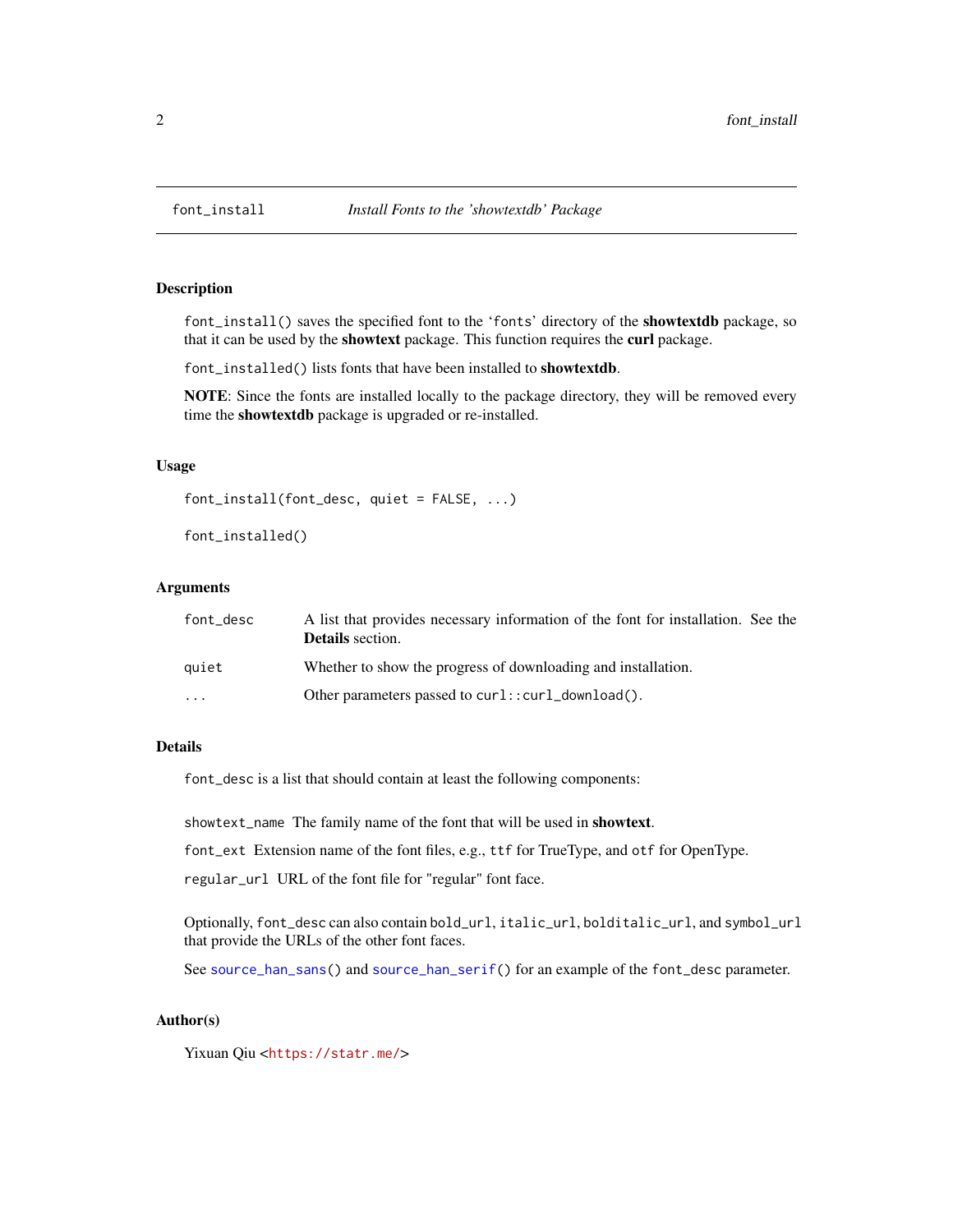## font_install — *Install Fonts to the 'showtextdb' Package*

### Description

`font_install()` saves the specified font to the '`fonts`' directory of the **showtextdb** package, so that it can be used by the **showtext** package. This function requires the **curl** package.

`font_installed()` lists fonts that have been installed to **showtextdb**.

**NOTE**: Since the fonts are installed locally to the package directory, they will be removed every time the **showtextdb** package is upgraded or re-installed.

### Usage

```
font_install(font_desc, quiet = FALSE, ...)

font_installed()
```

### Arguments

| | |
|---|---|
| `font_desc` | A list that provides necessary information of the font for installation. See the **Details** section. |
| `quiet` | Whether to show the progress of downloading and installation. |
| `...` | Other parameters passed to `curl::curl_download()`. |

### Details

`font_desc` is a list that should contain at least the following components:

`showtext_name` The family name of the font that will be used in **showtext**.

`font_ext` Extension name of the font files, e.g., `ttf` for TrueType, and `otf` for OpenType.

`regular_url` URL of the font file for "regular" font face.

Optionally, `font_desc` can also contain `bold_url`, `italic_url`, `bolditalic_url`, and `symbol_url` that provide the URLs of the other font faces.

See `source_han_sans()` and `source_han_serif()` for an example of the `font_desc` parameter.

### Author(s)

Yixuan Qiu <https://statr.me/>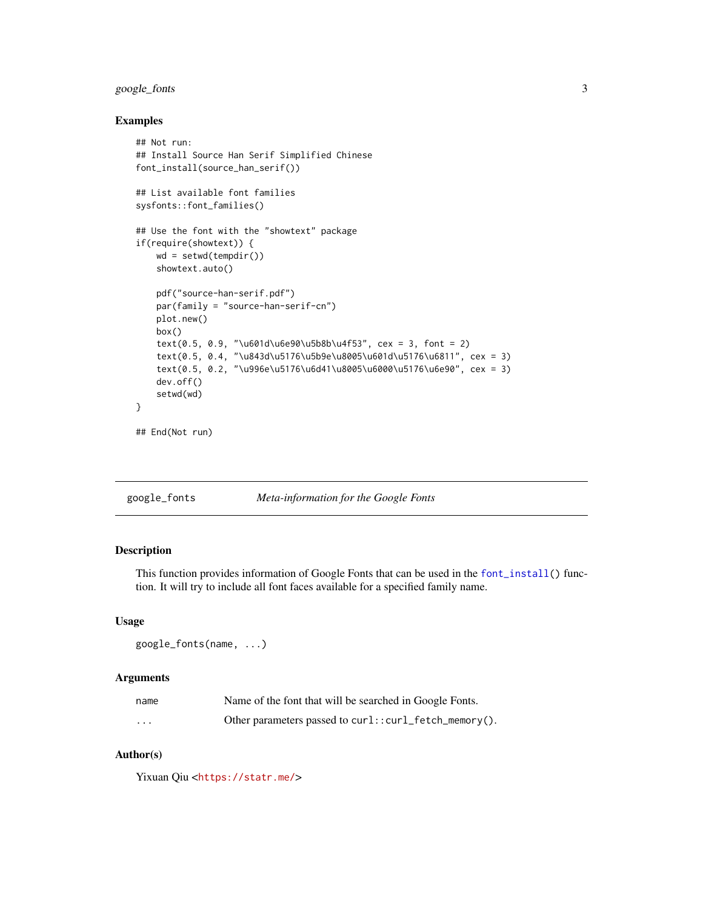## Examples

```
## Not run:
## Install Source Han Serif Simplified Chinese
font_install(source_han_serif())

## List available font families
sysfonts::font_families()

## Use the font with the "showtext" package
if(require(showtext)) {
    wd = setwd(tempdir())
    showtext.auto()

    pdf("source-han-serif.pdf")
    par(family = "source-han-serif-cn")
    plot.new()
    box()
    text(0.5, 0.9, "\u601d\u6e90\u5b8b\u4f53", cex = 3, font = 2)
    text(0.5, 0.4, "\u843d\u5176\u5b9e\u8005\u601d\u5176\u6811", cex = 3)
    text(0.5, 0.2, "\u996e\u5176\u6d41\u8005\u6000\u5176\u6e90", cex = 3)
    dev.off()
    setwd(wd)
}

## End(Not run)
```

---

# google_fonts — *Meta-information for the Google Fonts*

## Description

This function provides information of Google Fonts that can be used in the `font_install()` function. It will try to include all font faces available for a specified family name.

## Usage

```
google_fonts(name, ...)
```

## Arguments

| | |
|---|---|
| `name` | Name of the font that will be searched in Google Fonts. |
| `...` | Other parameters passed to `curl::curl_fetch_memory()`. |

## Author(s)

Yixuan Qiu <https://statr.me/>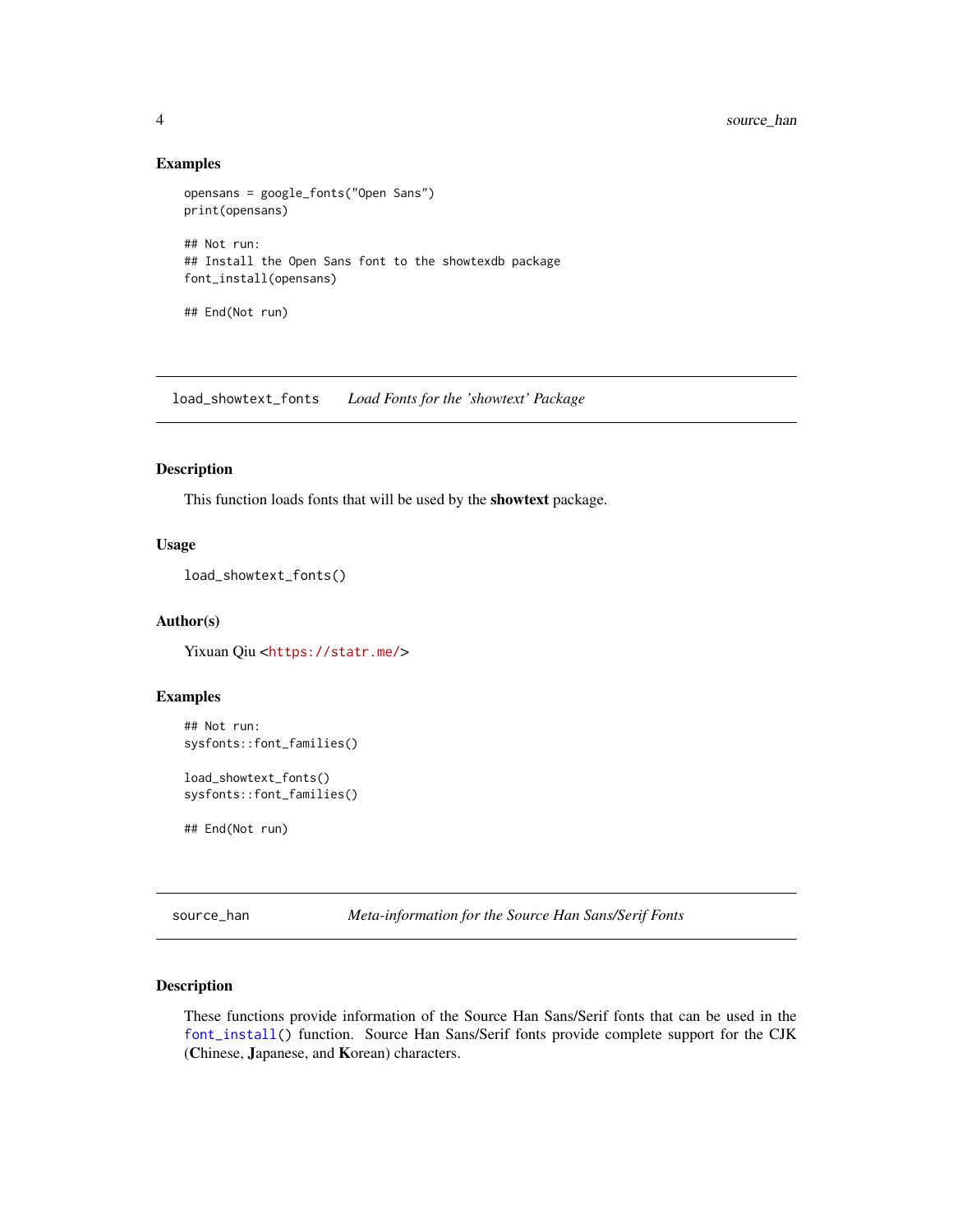### Examples

```
opensans = google_fonts("Open Sans")
print(opensans)

## Not run:
## Install the Open Sans font to the showtexdb package
font_install(opensans)

## End(Not run)
```

---

## load_showtext_fonts *Load Fonts for the 'showtext' Package*

---

### Description

This function loads fonts that will be used by the **showtext** package.

### Usage

```
load_showtext_fonts()
```

### Author(s)

Yixuan Qiu <https://statr.me/>

### Examples

```
## Not run:
sysfonts::font_families()

load_showtext_fonts()
sysfonts::font_families()

## End(Not run)
```

---

## source_han *Meta-information for the Source Han Sans/Serif Fonts*

---

### Description

These functions provide information of the Source Han Sans/Serif fonts that can be used in the `font_install()` function. Source Han Sans/Serif fonts provide complete support for the CJK (**C**hinese, **J**apanese, and **K**orean) characters.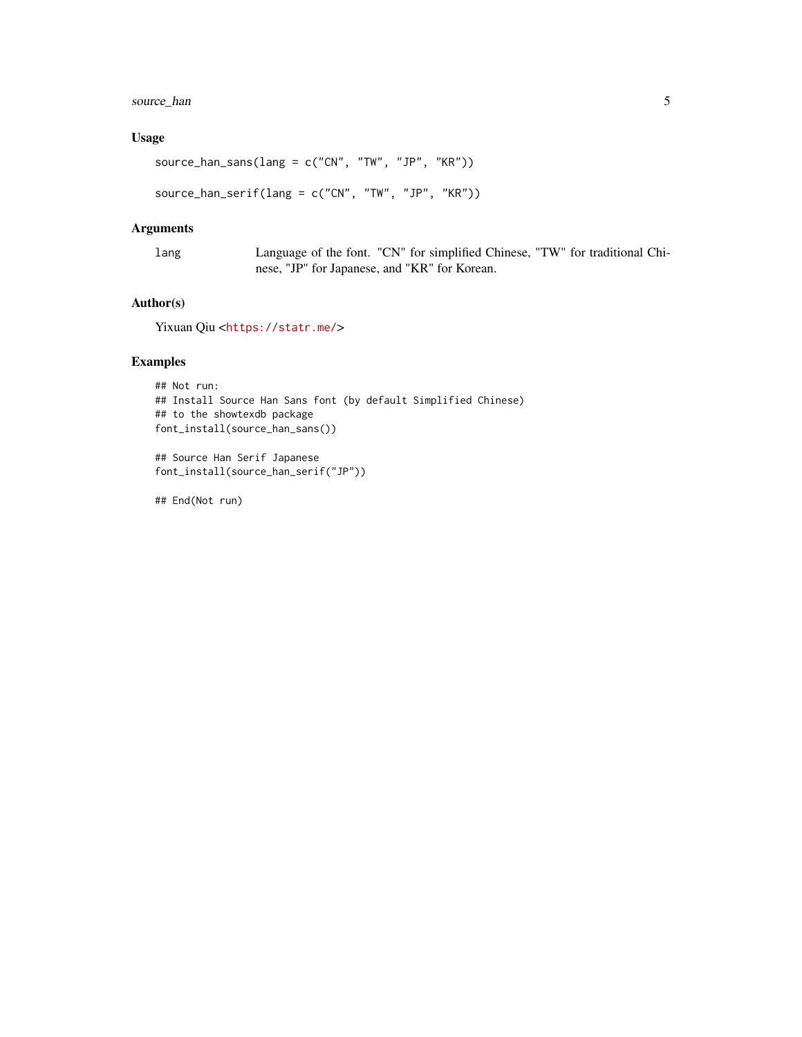### Usage

```
source_han_sans(lang = c("CN", "TW", "JP", "KR"))

source_han_serif(lang = c("CN", "TW", "JP", "KR"))
```

### Arguments

| | |
|---|---|
| lang | Language of the font. "CN" for simplified Chinese, "TW" for traditional Chinese, "JP" for Japanese, and "KR" for Korean. |

### Author(s)

Yixuan Qiu <https://statr.me/>

### Examples

```
## Not run:
## Install Source Han Sans font (by default Simplified Chinese)
## to the showtexdb package
font_install(source_han_sans())

## Source Han Serif Japanese
font_install(source_han_serif("JP"))

## End(Not run)
```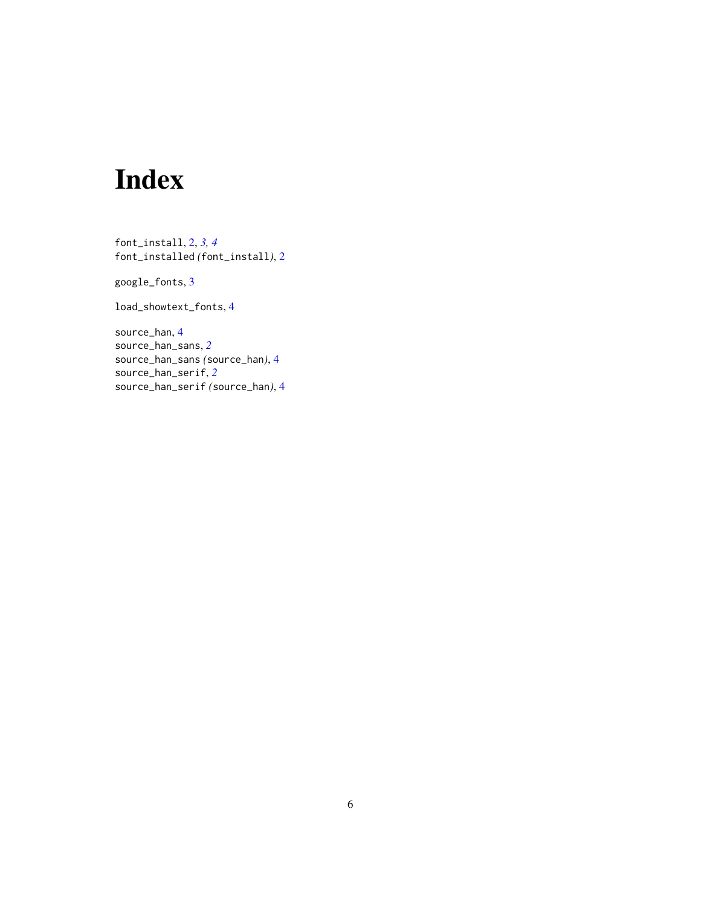# Index

font_install, 2, *3, 4*
font_installed *(*font_install*)*, 2

google_fonts, 3

load_showtext_fonts, 4

source_han, 4
source_han_sans, *2*
source_han_sans *(*source_han*)*, 4
source_han_serif, *2*
source_han_serif *(*source_han*)*, 4